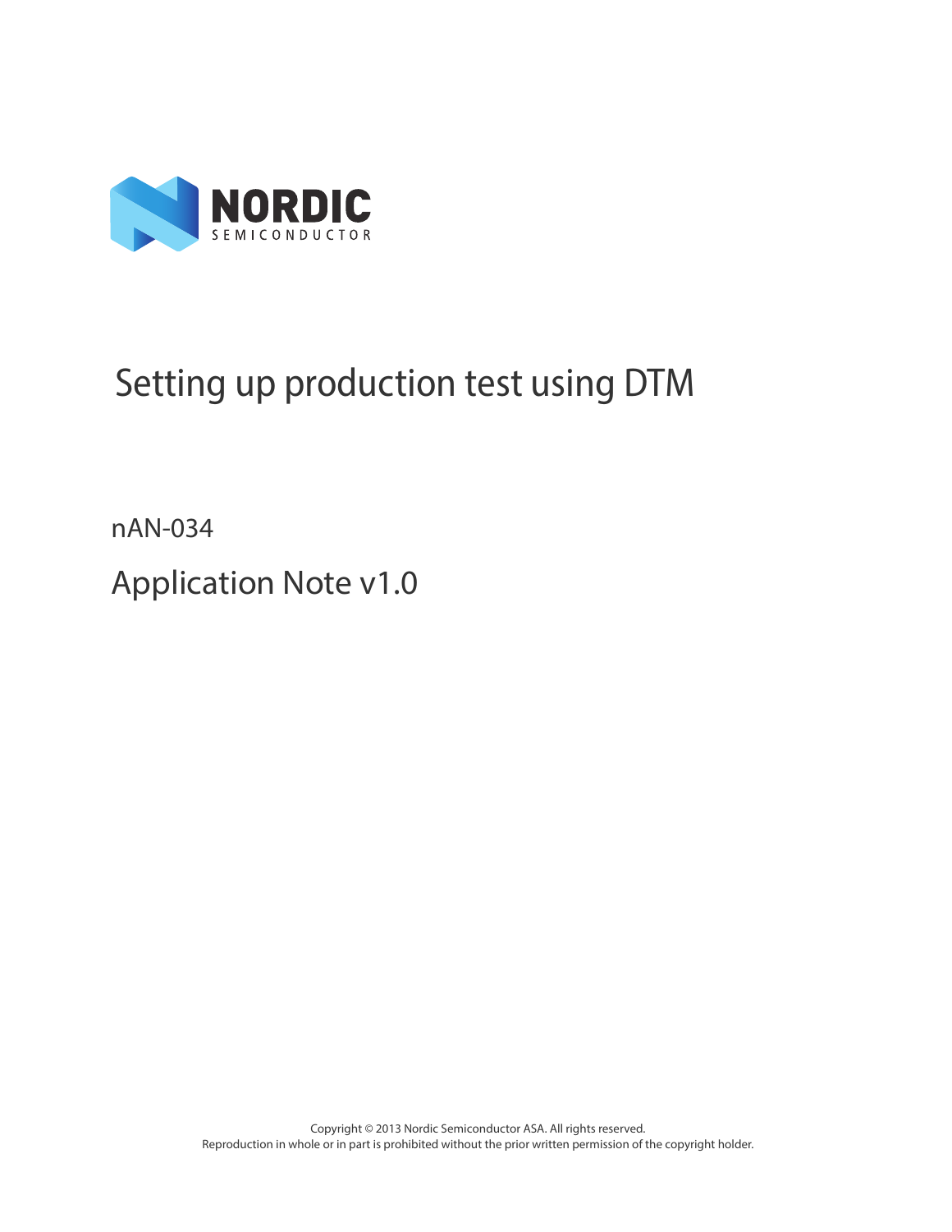NORDIC
SEMICONDUCTOR

# Setting up production test using DTM

nAN-034

## Application Note v1.0

Copyright © 2013 Nordic Semiconductor ASA. All rights reserved.
Reproduction in whole or in part is prohibited without the prior written permission of the copyright holder.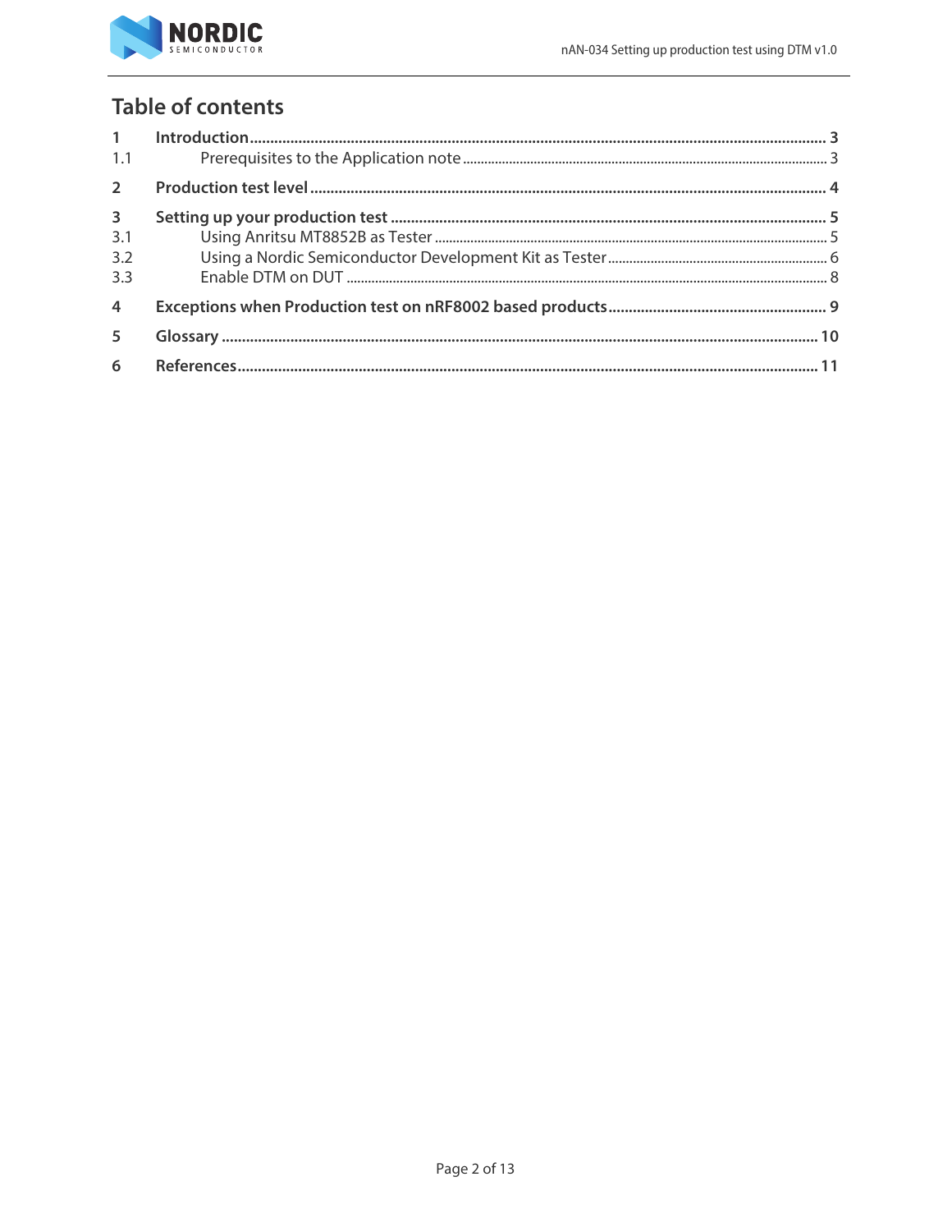# Table of contents

| | | |
|---|---|---|
| **1** | **Introduction** | **3** |
| 1.1 | Prerequisites to the Application note | 3 |
| **2** | **Production test level** | **4** |
| **3** | **Setting up your production test** | **5** |
| 3.1 | Using Anritsu MT8852B as Tester | 5 |
| 3.2 | Using a Nordic Semiconductor Development Kit as Tester | 6 |
| 3.3 | Enable DTM on DUT | 8 |
| **4** | **Exceptions when Production test on nRF8002 based products** | **9** |
| **5** | **Glossary** | **10** |
| **6** | **References** | **11** |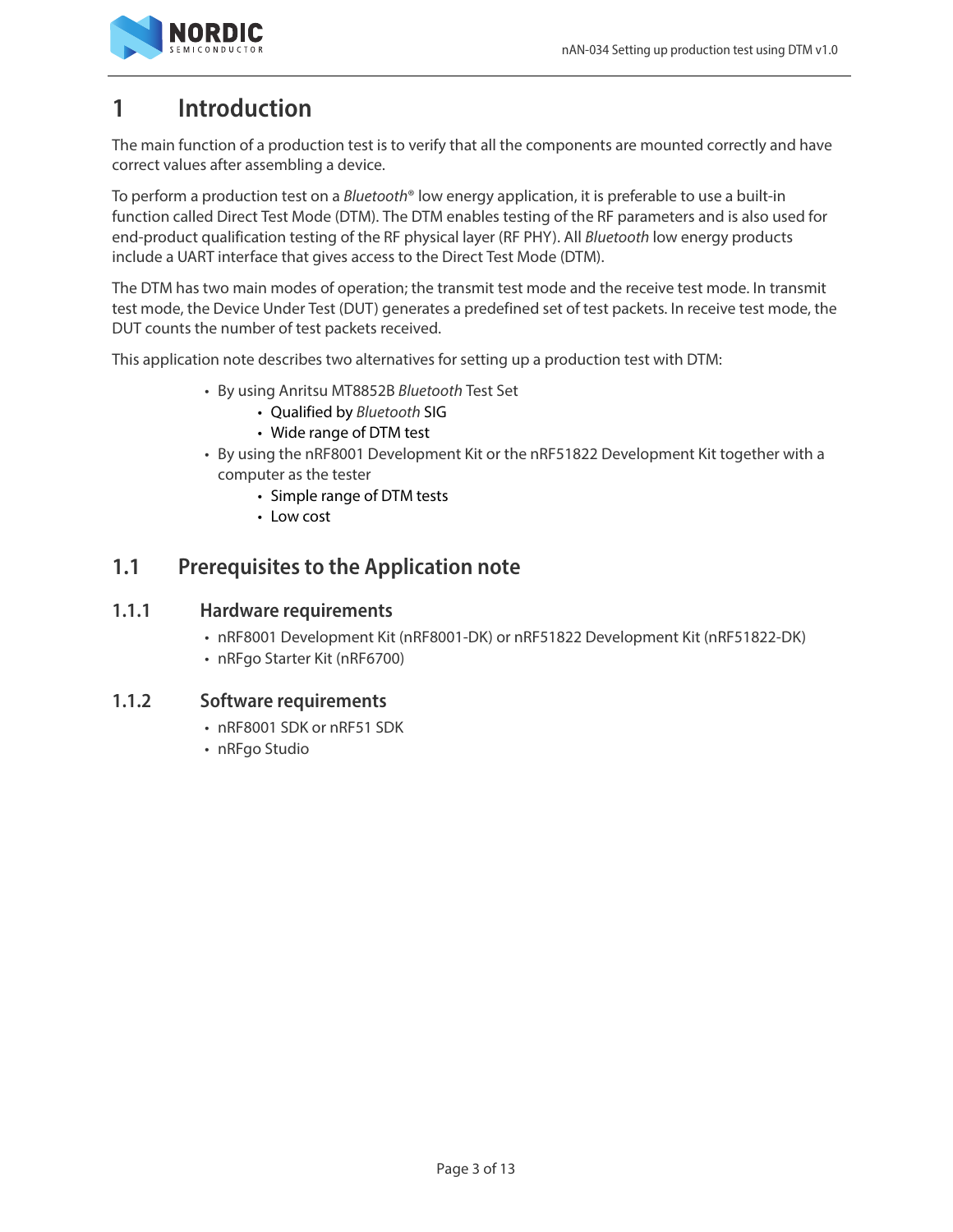# 1 Introduction

The main function of a production test is to verify that all the components are mounted correctly and have correct values after assembling a device.

To perform a production test on a *Bluetooth*® low energy application, it is preferable to use a built-in function called Direct Test Mode (DTM). The DTM enables testing of the RF parameters and is also used for end-product qualification testing of the RF physical layer (RF PHY). All *Bluetooth* low energy products include a UART interface that gives access to the Direct Test Mode (DTM).

The DTM has two main modes of operation; the transmit test mode and the receive test mode. In transmit test mode, the Device Under Test (DUT) generates a predefined set of test packets. In receive test mode, the DUT counts the number of test packets received.

This application note describes two alternatives for setting up a production test with DTM:

- By using Anritsu MT8852B *Bluetooth* Test Set
  - Qualified by *Bluetooth* SIG
  - Wide range of DTM test
- By using the nRF8001 Development Kit or the nRF51822 Development Kit together with a computer as the tester
  - Simple range of DTM tests
  - Low cost

## 1.1 Prerequisites to the Application note

### 1.1.1 Hardware requirements

- nRF8001 Development Kit (nRF8001-DK) or nRF51822 Development Kit (nRF51822-DK)
- nRFgo Starter Kit (nRF6700)

### 1.1.2 Software requirements

- nRF8001 SDK or nRF51 SDK
- nRFgo Studio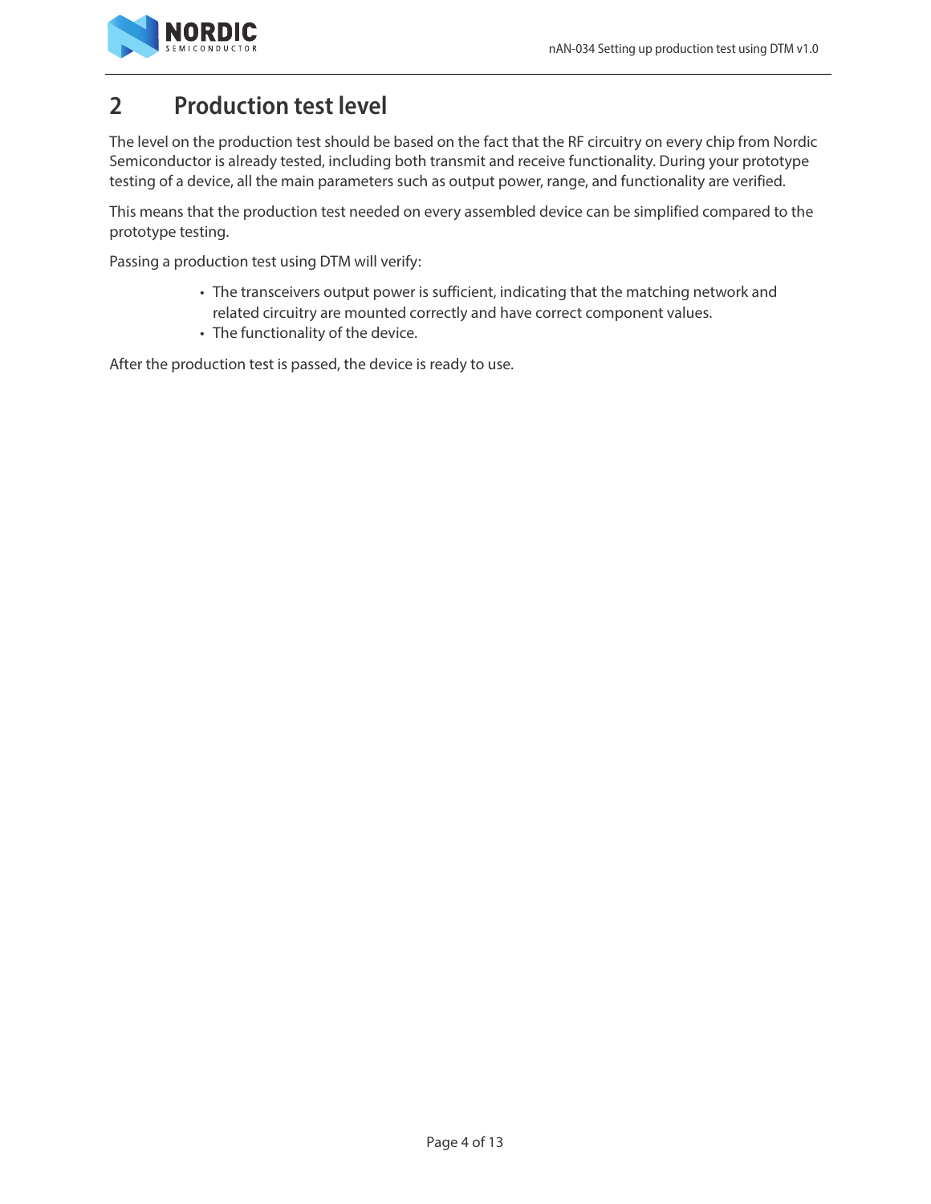# 2 Production test level

The level on the production test should be based on the fact that the RF circuitry on every chip from Nordic Semiconductor is already tested, including both transmit and receive functionality. During your prototype testing of a device, all the main parameters such as output power, range, and functionality are verified.

This means that the production test needed on every assembled device can be simplified compared to the prototype testing.

Passing a production test using DTM will verify:

- The transceivers output power is sufficient, indicating that the matching network and related circuitry are mounted correctly and have correct component values.
- The functionality of the device.

After the production test is passed, the device is ready to use.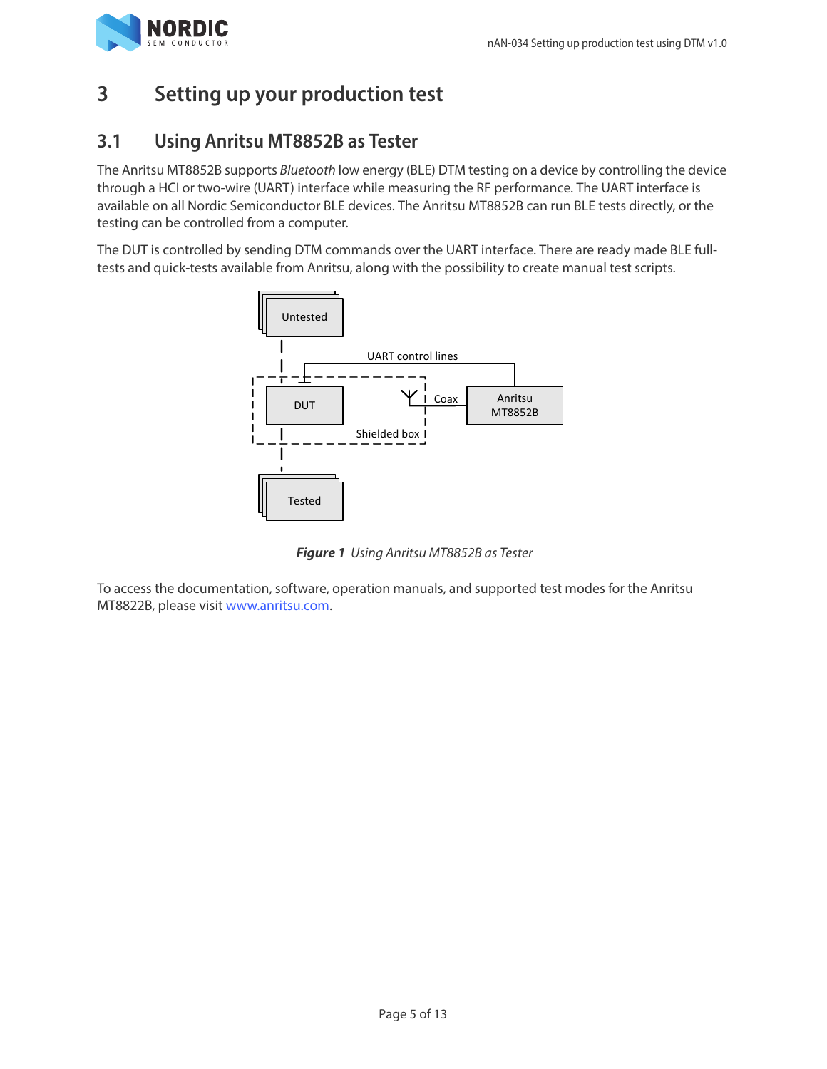# 3 Setting up your production test

## 3.1 Using Anritsu MT8852B as Tester

The Anritsu MT8852B supports *Bluetooth* low energy (BLE) DTM testing on a device by controlling the device through a HCI or two-wire (UART) interface while measuring the RF performance. The UART interface is available on all Nordic Semiconductor BLE devices. The Anritsu MT8852B can run BLE tests directly, or the testing can be controlled from a computer.

The DUT is controlled by sending DTM commands over the UART interface. There are ready made BLE full-tests and quick-tests available from Anritsu, along with the possibility to create manual test scripts.

Untested

UART control lines

DUT

Coax

Anritsu MT8852B

Shielded box

Tested

***Figure 1*** *Using Anritsu MT8852B as Tester*

To access the documentation, software, operation manuals, and supported test modes for the Anritsu MT8822B, please visit www.anritsu.com.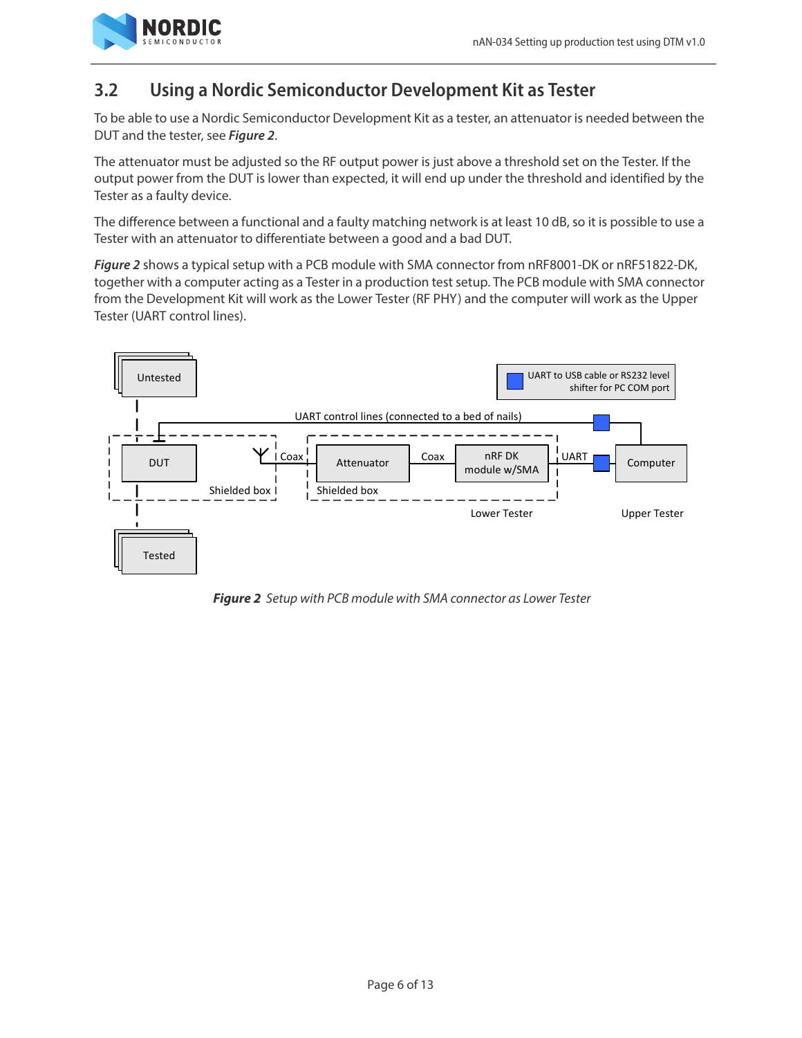## 3.2 Using a Nordic Semiconductor Development Kit as Tester

To be able to use a Nordic Semiconductor Development Kit as a tester, an attenuator is needed between the DUT and the tester, see ***Figure 2***.

The attenuator must be adjusted so the RF output power is just above a threshold set on the Tester. If the output power from the DUT is lower than expected, it will end up under the threshold and identified by the Tester as a faulty device.

The difference between a functional and a faulty matching network is at least 10 dB, so it is possible to use a Tester with an attenuator to differentiate between a good and a bad DUT.

***Figure 2*** shows a typical setup with a PCB module with SMA connector from nRF8001-DK or nRF51822-DK, together with a computer acting as a Tester in a production test setup. The PCB module with SMA connector from the Development Kit will work as the Lower Tester (RF PHY) and the computer will work as the Upper Tester (UART control lines).

***Figure 2*** *Setup with PCB module with SMA connector as Lower Tester*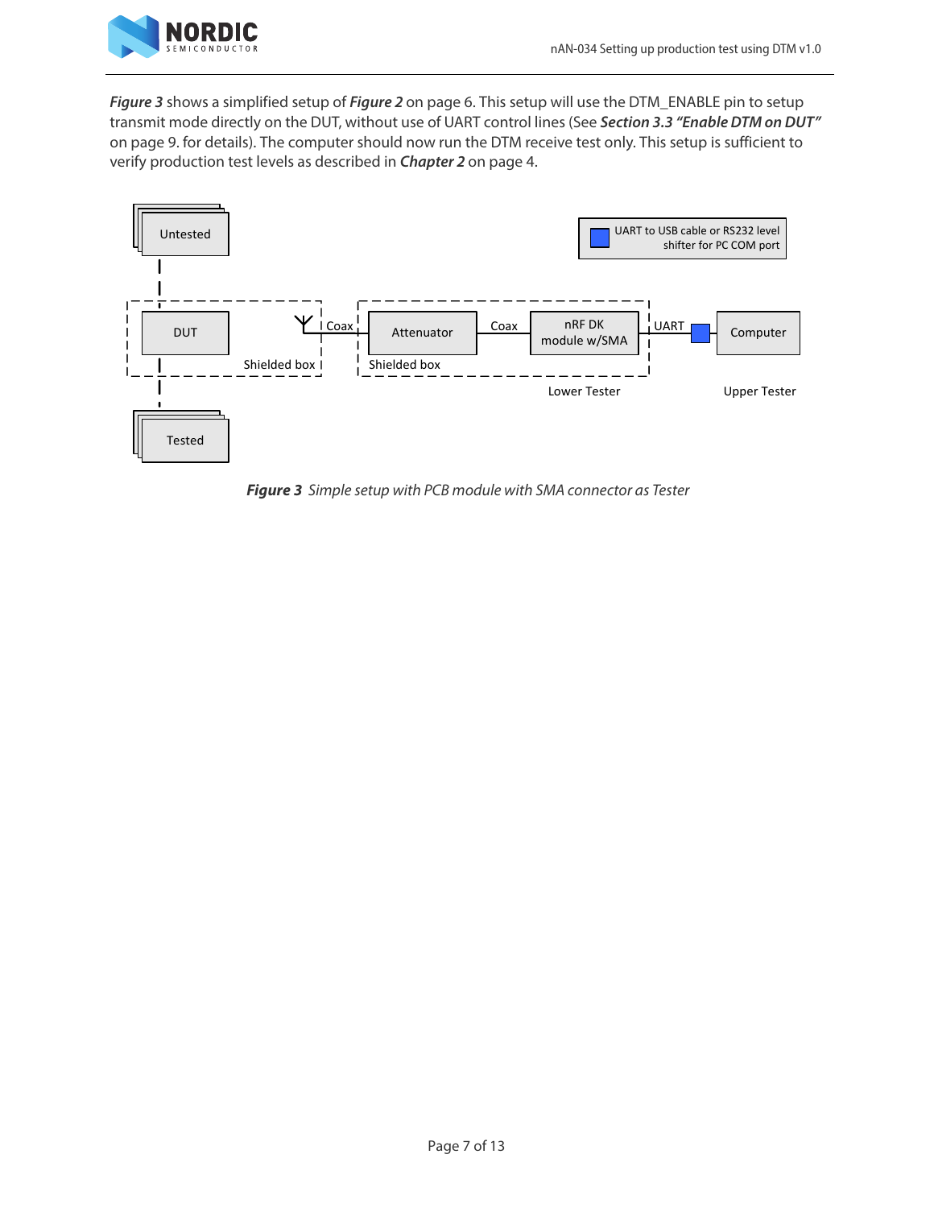***Figure 3*** shows a simplified setup of ***Figure 2*** on page 6. This setup will use the DTM_ENABLE pin to setup transmit mode directly on the DUT, without use of UART control lines (See ***Section 3.3 "Enable DTM on DUT"*** on page 9. for details). The computer should now run the DTM receive test only. This setup is sufficient to verify production test levels as described in ***Chapter 2*** on page 4.

***Figure 3*** *Simple setup with PCB module with SMA connector as Tester*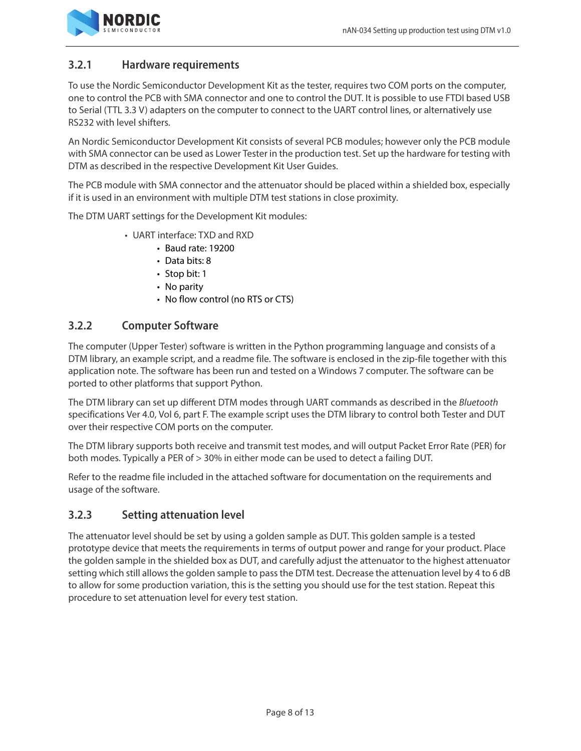### 3.2.1 Hardware requirements

To use the Nordic Semiconductor Development Kit as the tester, requires two COM ports on the computer, one to control the PCB with SMA connector and one to control the DUT. It is possible to use FTDI based USB to Serial (TTL 3.3 V) adapters on the computer to connect to the UART control lines, or alternatively use RS232 with level shifters.

An Nordic Semiconductor Development Kit consists of several PCB modules; however only the PCB module with SMA connector can be used as Lower Tester in the production test. Set up the hardware for testing with DTM as described in the respective Development Kit User Guides.

The PCB module with SMA connector and the attenuator should be placed within a shielded box, especially if it is used in an environment with multiple DTM test stations in close proximity.

The DTM UART settings for the Development Kit modules:

- UART interface: TXD and RXD
  - Baud rate: 19200
  - Data bits: 8
  - Stop bit: 1
  - No parity
  - No flow control (no RTS or CTS)

### 3.2.2 Computer Software

The computer (Upper Tester) software is written in the Python programming language and consists of a DTM library, an example script, and a readme file. The software is enclosed in the zip-file together with this application note. The software has been run and tested on a Windows 7 computer. The software can be ported to other platforms that support Python.

The DTM library can set up different DTM modes through UART commands as described in the *Bluetooth* specifications Ver 4.0, Vol 6, part F. The example script uses the DTM library to control both Tester and DUT over their respective COM ports on the computer.

The DTM library supports both receive and transmit test modes, and will output Packet Error Rate (PER) for both modes. Typically a PER of > 30% in either mode can be used to detect a failing DUT.

Refer to the readme file included in the attached software for documentation on the requirements and usage of the software.

### 3.2.3 Setting attenuation level

The attenuator level should be set by using a golden sample as DUT. This golden sample is a tested prototype device that meets the requirements in terms of output power and range for your product. Place the golden sample in the shielded box as DUT, and carefully adjust the attenuator to the highest attenuator setting which still allows the golden sample to pass the DTM test. Decrease the attenuation level by 4 to 6 dB to allow for some production variation, this is the setting you should use for the test station. Repeat this procedure to set attenuation level for every test station.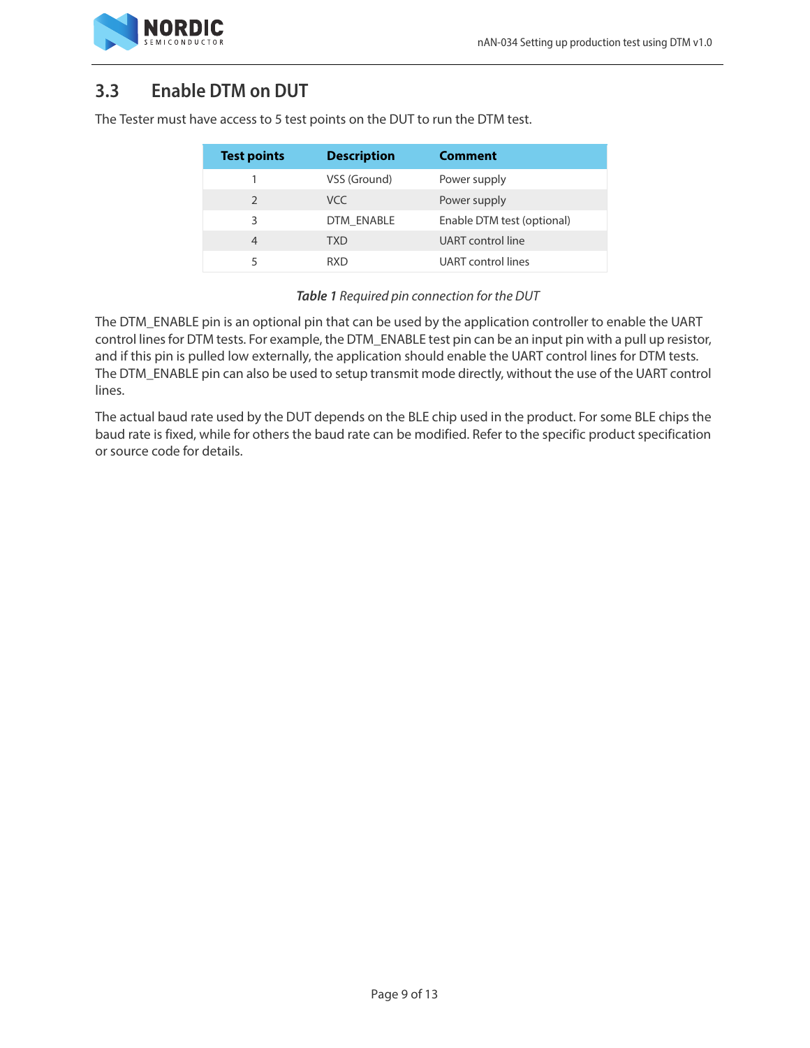## 3.3 Enable DTM on DUT

The Tester must have access to 5 test points on the DUT to run the DTM test.

| Test points | Description | Comment |
| --- | --- | --- |
| 1 | VSS (Ground) | Power supply |
| 2 | VCC | Power supply |
| 3 | DTM_ENABLE | Enable DTM test (optional) |
| 4 | TXD | UART control line |
| 5 | RXD | UART control lines |

***Table 1*** *Required pin connection for the DUT*

The DTM_ENABLE pin is an optional pin that can be used by the application controller to enable the UART control lines for DTM tests. For example, the DTM_ENABLE test pin can be an input pin with a pull up resistor, and if this pin is pulled low externally, the application should enable the UART control lines for DTM tests. The DTM_ENABLE pin can also be used to setup transmit mode directly, without the use of the UART control lines.

The actual baud rate used by the DUT depends on the BLE chip used in the product. For some BLE chips the baud rate is fixed, while for others the baud rate can be modified. Refer to the specific product specification or source code for details.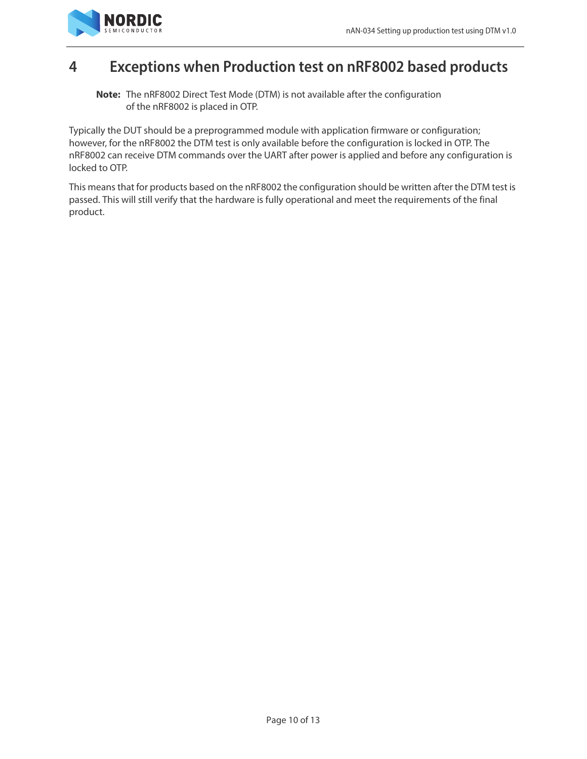# 4 Exceptions when Production test on nRF8002 based products

**Note:** The nRF8002 Direct Test Mode (DTM) is not available after the configuration of the nRF8002 is placed in OTP.

Typically the DUT should be a preprogrammed module with application firmware or configuration; however, for the nRF8002 the DTM test is only available before the configuration is locked in OTP. The nRF8002 can receive DTM commands over the UART after power is applied and before any configuration is locked to OTP.

This means that for products based on the nRF8002 the configuration should be written after the DTM test is passed. This will still verify that the hardware is fully operational and meet the requirements of the final product.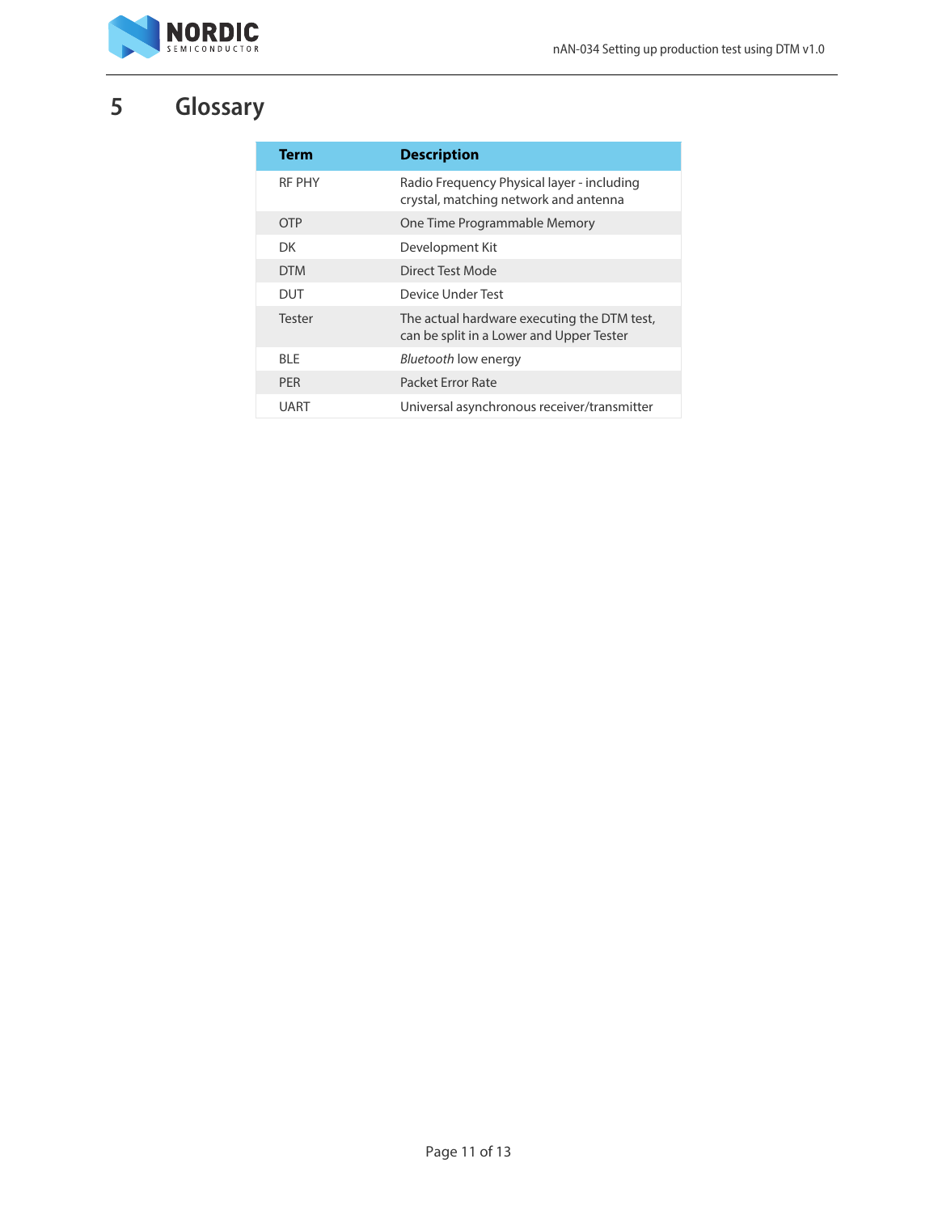# 5 Glossary

| Term | Description |
|---|---|
| RF PHY | Radio Frequency Physical layer - including crystal, matching network and antenna |
| OTP | One Time Programmable Memory |
| DK | Development Kit |
| DTM | Direct Test Mode |
| DUT | Device Under Test |
| Tester | The actual hardware executing the DTM test, can be split in a Lower and Upper Tester |
| BLE | *Bluetooth* low energy |
| PER | Packet Error Rate |
| UART | Universal asynchronous receiver/transmitter |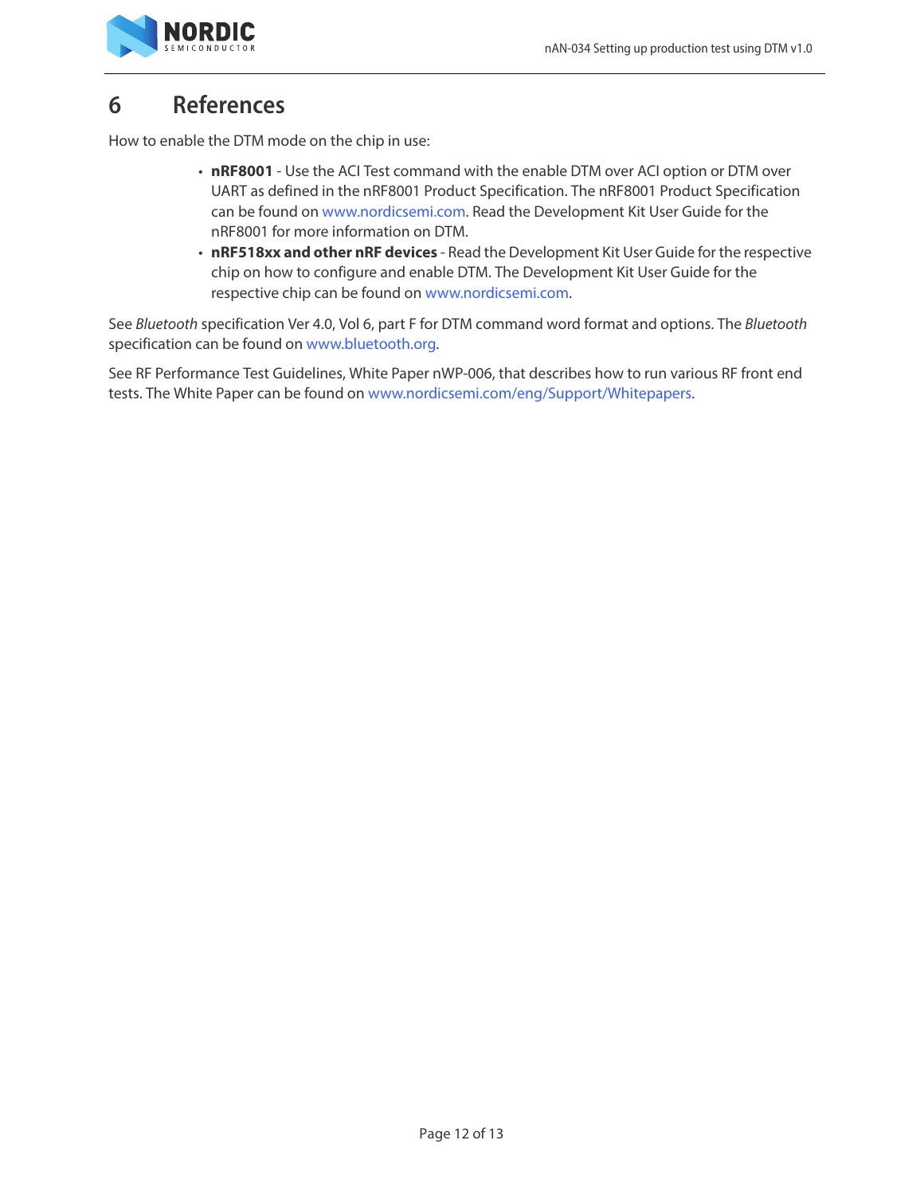# 6 References

How to enable the DTM mode on the chip in use:

- **nRF8001** - Use the ACI Test command with the enable DTM over ACI option or DTM over UART as defined in the nRF8001 Product Specification. The nRF8001 Product Specification can be found on www.nordicsemi.com. Read the Development Kit User Guide for the nRF8001 for more information on DTM.
- **nRF518xx and other nRF devices** - Read the Development Kit User Guide for the respective chip on how to configure and enable DTM. The Development Kit User Guide for the respective chip can be found on www.nordicsemi.com.

See *Bluetooth* specification Ver 4.0, Vol 6, part F for DTM command word format and options. The *Bluetooth* specification can be found on www.bluetooth.org.

See RF Performance Test Guidelines, White Paper nWP-006, that describes how to run various RF front end tests. The White Paper can be found on www.nordicsemi.com/eng/Support/Whitepapers.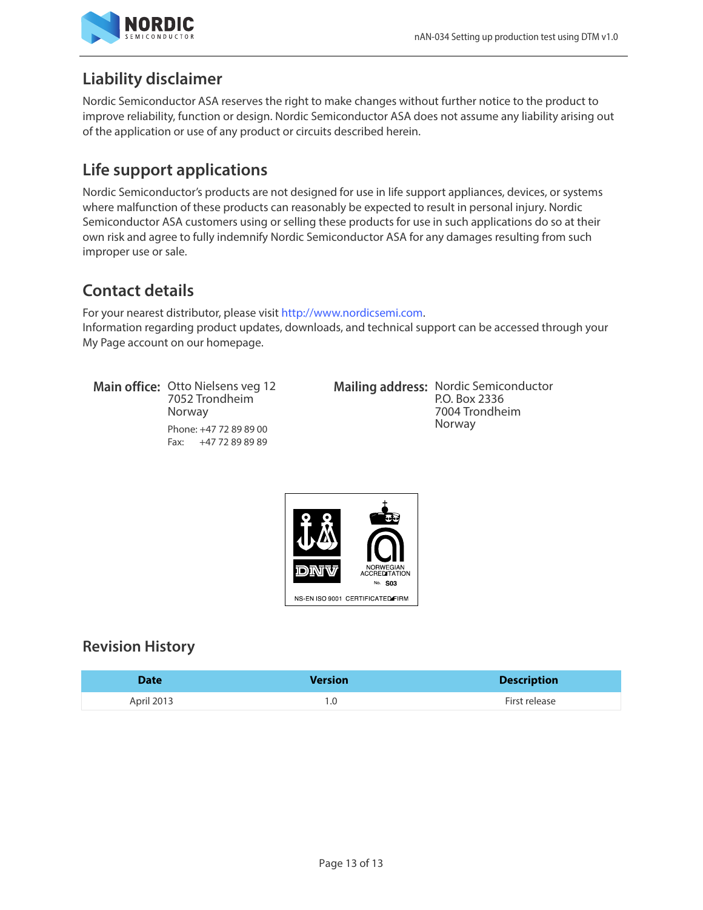## Liability disclaimer

Nordic Semiconductor ASA reserves the right to make changes without further notice to the product to improve reliability, function or design. Nordic Semiconductor ASA does not assume any liability arising out of the application or use of any product or circuits described herein.

## Life support applications

Nordic Semiconductor's products are not designed for use in life support appliances, devices, or systems where malfunction of these products can reasonably be expected to result in personal injury. Nordic Semiconductor ASA customers using or selling these products for use in such applications do so at their own risk and agree to fully indemnify Nordic Semiconductor ASA for any damages resulting from such improper use or sale.

## Contact details

For your nearest distributor, please visit http://www.nordicsemi.com.
Information regarding product updates, downloads, and technical support can be accessed through your My Page account on our homepage.

**Main office:** Otto Nielsens veg 12
7052 Trondheim
Norway

Phone: +47 72 89 89 00
Fax: +47 72 89 89 89

**Mailing address:** Nordic Semiconductor
P.O. Box 2336
7004 Trondheim
Norway

DNV
NORWEGIAN ACCREDITATION
No. S03
NS-EN ISO 9001 CERTIFICATED FIRM

## Revision History

| Date | Version | Description |
|---|---|---|
| April 2013 | 1.0 | First release |